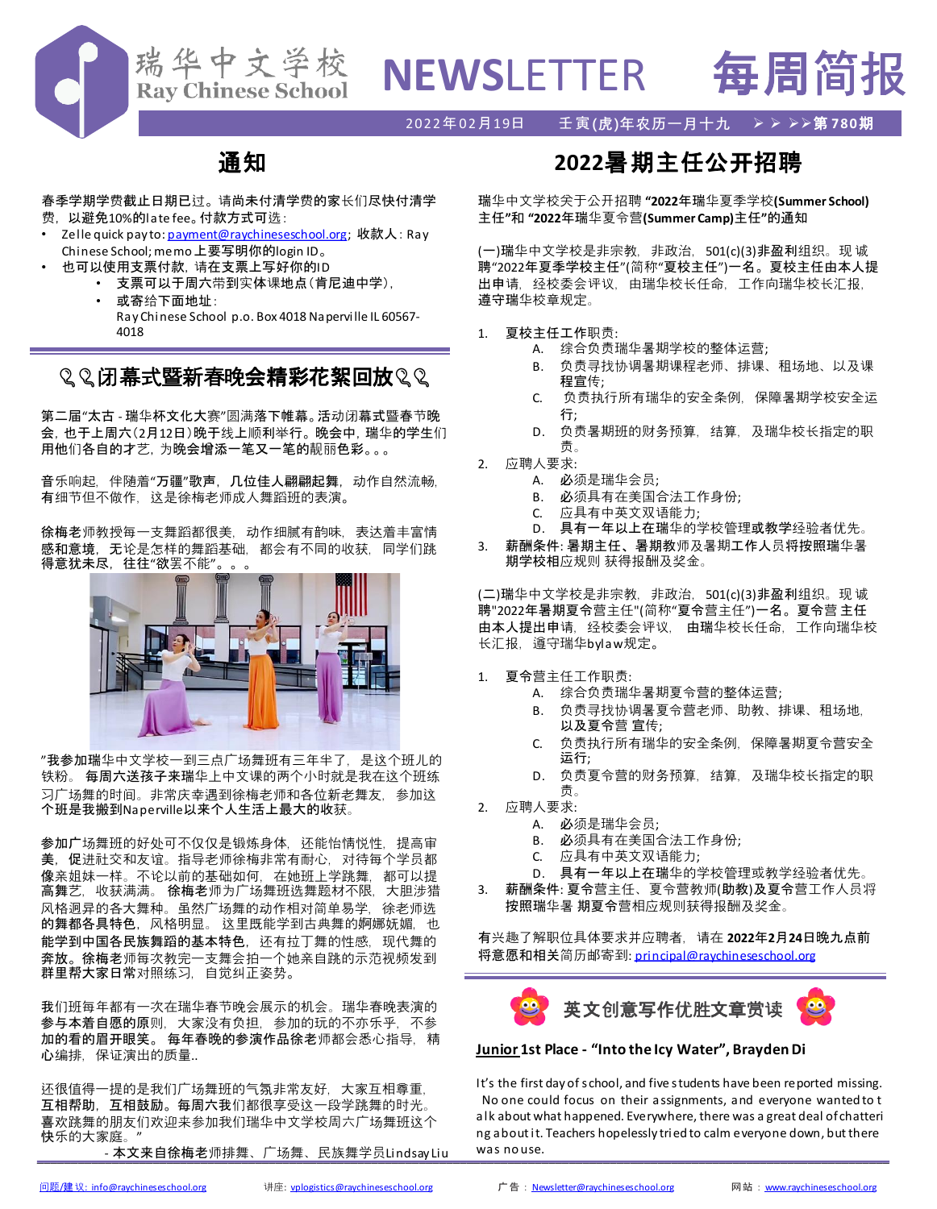# 瑞华中文学校 Ray Chinese School NEWSLETTER 每周简报

2022年02月19日　壬寅(虎)年农历一月十九　➤➤➤➤第780期

## 通知

**春季学期学费截止日期已过。请尚未付清学费的家长们尽快付清学费，以避免10%的late fee。付款方式可选：**

- Zelle quick pay to: payment@raychineseschool.org；收款人：Ray Chinese School; memo上要写明你的login ID。
- 也可以使用支票付款，请在支票上写好你的ID
  - 支票可以于周六带到实体课地点（肯尼迪中学），
  - 或寄给下面地址：
    Ray Chinese School p.o. Box 4018 Naperville IL 60567-4018

## 闭幕式暨新春晚会精彩花絮回放

第二届"太古 - 瑞华杯文化大赛"圆满落下帷幕。活动闭幕式暨春节晚会，也于上周六（2月12日）晚于线上顺利举行。晚会中，瑞华的学生们用他们各自的才艺，为晚会增添一笔又一笔的靓丽色彩。。。

音乐响起，伴随着"万疆"歌声，几位佳人翩翩起舞，动作自然流畅，有细节但不做作，这是徐梅老师成人舞蹈班的表演。

徐梅老师教授每一支舞蹈都很美，动作细腻有韵味，表达着丰富情感和意境，无论是怎样的舞蹈基础，都会有不同的收获，同学们跳得意犹未尽，往往"欲罢不能"。。。

"我参加瑞华中文学校一到三点广场舞班有三年半了，是这个班儿的铁粉。每周六送孩子来瑞华上中文课的两个小时就是我在这个班练习广场舞的时间。非常庆幸遇到徐梅老师和各位新老舞友，参加这个班是我搬到Naperville以来个人生活上最大的收获。

参加广场舞班的好处可不仅仅是锻炼身体，还能怡情悦性，提高审美，促进社交和友谊。指导老师徐梅非常有耐心，对待每个学员都像亲姐妹一样。不论以前的基础如何，在她班上学跳舞，都可以提高舞艺，收获满满。徐梅老师为广场舞班选舞题材不限，大胆涉猎风格迥异的各大舞种。虽然广场舞的动作相对简单易学，徐老师选的舞都各具特色，风格明显。这里既能学到古典舞的婀娜妩媚，也能学到中国各民族舞蹈的基本特色，还有拉丁舞的性感，现代舞的奔放。徐梅老师每次教完一支舞会拍一个她亲自跳的示范视频发到群里帮大家日常对照练习，自觉纠正姿势。

我们班每年都有一次在瑞华春节晚会展示的机会。瑞华春晚表演的参与本着自愿的原则，大家没有负担，参加的玩的不亦乐乎，不参加的看的眉开眼笑。每年春晚的参演作品徐老师都会悉心指导，精心编排，保证演出的质量..

还很值得一提的是我们广场舞班的气氛非常友好，大家互相尊重，互相帮助，互相鼓励。每周六我们都很享受这一段学跳舞的时光。喜欢跳舞的朋友们欢迎来参加我们瑞华中文学校周六广场舞班这个快乐的大家庭。"

- 本文来自徐梅老师排舞、广场舞、民族舞学员Lindsay Liu

## 2022暑期主任公开招聘

瑞华中文学校关于公开招聘 **"2022年瑞华夏季学校(Summer School)主任"和 "2022年瑞华夏令营(Summer Camp)主任"的通知**

(一)瑞华中文学校是非宗教，非政治，501(c)(3)非盈利组织。现诚聘"2022年夏季学校主任"(简称"夏校主任")一名。夏校主任由本人提出申请，经校委会评议，由瑞华校长任命，工作向瑞华校长汇报，遵守瑞华校章规定。

1. 夏校主任工作职责：
   - A. 综合负责瑞华暑期学校的整体运营；
   - B. 负责寻找协调暑期课程老师、排课、租场地、以及课程宣传；
   - C. 负责执行所有瑞华的安全条例，保障暑期学校安全运行；
   - D. 负责暑期班的财务预算，结算，及瑞华校长指定的职责。
2. 应聘人要求：
   - A. 必须是瑞华会员；
   - B. 必须具有在美国合法工作身份；
   - C. 应具有中英文双语能力；
   - D. 具有一年以上在瑞华的学校管理或教学经验者优先。
3. 薪酬条件：暑期主任、暑期教师及暑期工作人员将按照瑞华暑期学校相应规则 获得报酬及奖金。

(二)瑞华中文学校是非宗教，非政治，501(c)(3)非盈利组织。现诚聘"2022年暑期夏令营主任"(简称"夏令营主任")一名。夏令营主任由本人提出申请，经校委会评议，由瑞华校长任命，工作向瑞华校长汇报，遵守瑞华bylaw规定。

1. 夏令营主任工作职责：
   - A. 综合负责瑞华暑期夏令营的整体运营；
   - B. 负责寻找协调暑夏令营老师、助教、排课、租场地，以及夏令营 宣传；
   - C. 负责执行所有瑞华的安全条例，保障暑期夏令营安全运行；
   - D. 负责夏令营的财务预算，结算，及瑞华校长指定的职责。
2. 应聘人要求：
   - A. 必须是瑞华会员；
   - B. 必须具有在美国合法工作身份；
   - C. 应具有中英文双语能力；
   - D. 具有一年以上在瑞华的学校管理或教学经验者优先。
3. 薪酬条件：夏令营主任、夏令营教师(助教)及夏令营工作人员将按照瑞华暑 期夏令营相应规则获得报酬及奖金。

有兴趣了解职位具体要求并应聘者，请在 **2022年2月24日晚九点前** 将意愿和相关简历邮寄到：principal@raychineseschool.org

## 英文创意写作优胜文章赏读

**Junior 1st Place - "Into the Icy Water", Brayden Di**

It's the first day of school, and five students have been reported missing. No one could focus on their assignments, and everyone wanted to talk about what happened. Everywhere, there was a great deal of chattering about it. Teachers hopelessly tried to calm everyone down, but there was no use.

问题/建议：info@raychineseschool.org　讲座：vplogistics@raychineseschool.org　广告：Newsletter@raychineseschool.org　网站：www.raychineseschool.org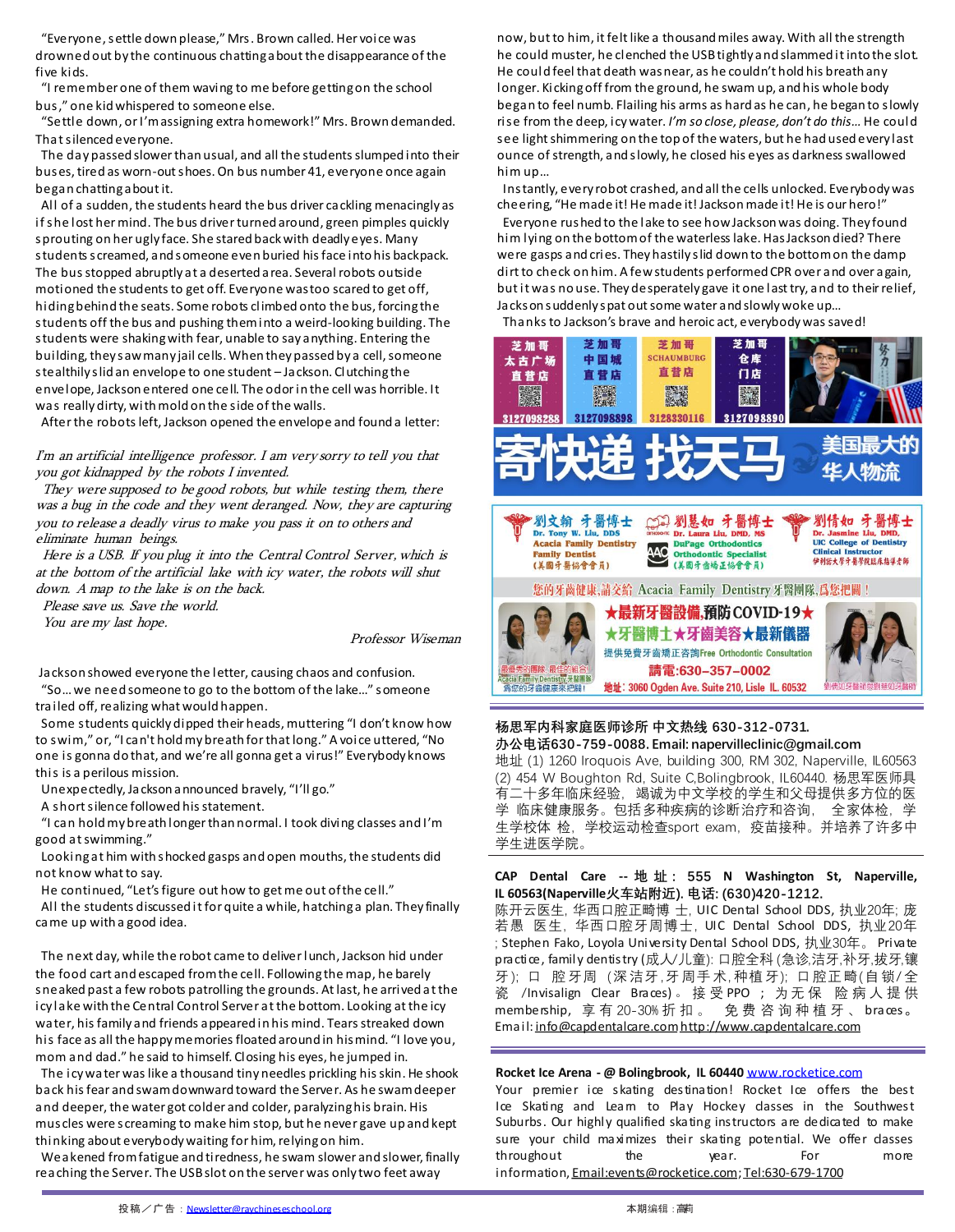"Everyone, settle down please," Mrs. Brown called. Her voice was drowned out by the continuous chatting about the disappearance of the five kids.

"I remember one of them waving to me before getting on the school bus," one kid whispered to someone else.

"Settle down, or I'm assigning extra homework!" Mrs. Brown demanded. That silenced everyone.

The day passed slower than usual, and all the students slumped into their buses, tired as worn-out shoes. On bus number 41, everyone once again began chatting about it.

All of a sudden, the students heard the bus driver cackling menacingly as if she lost her mind. The bus driver turned around, green pimples quickly sprouting on her ugly face. She stared back with deadly eyes. Many students screamed, and someone even buried his face into his backpack. The bus stopped abruptly at a deserted area. Several robots outside motioned the students to get off. Everyone was too scared to get off, hiding behind the seats. Some robots climbed onto the bus, forcing the students off the bus and pushing them into a weird-looking building. The students were shaking with fear, unable to say anything. Entering the building, they saw many jail cells. When they passed by a cell, someone stealthily slid an envelope to one student – Jackson. Clutching the envelope, Jackson entered one cell. The odor in the cell was horrible. It was really dirty, with mold on the side of the walls.

After the robots left, Jackson opened the envelope and found a letter:

*I'm an artificial intelligence professor. I am very sorry to tell you that you got kidnapped by the robots I invented.*

*They were supposed to be good robots, but while testing them, there was a bug in the code and they went deranged. Now, they are capturing you to release a deadly virus to make you pass it on to others and eliminate human beings.*

*Here is a USB. If you plug it into the Central Control Server, which is at the bottom of the artificial lake with icy water, the robots will shut down. A map to the lake is on the back.*

*Please save us. Save the world.*

*You are my last hope.*

*Professor Wiseman*

Jackson showed everyone the letter, causing chaos and confusion.

"So… we need someone to go to the bottom of the lake…" someone trailed off, realizing what would happen.

Some students quickly dipped their heads, muttering "I don't know how to swim," or "I can't hold my breath for that long." A voice uttered, "No one is gonna do that, and we're all gonna get a virus!" Everybody knows this is a perilous mission.

Unexpectedly, Jackson announced bravely, "I'll go."

A short silence followed his statement.

"I can hold my breath longer than normal. I took diving classes and I'm good at swimming."

Looking at him with shocked gasps and open mouths, the students did not know what to say.

He continued, "Let's figure out how to get me out of the cell."

All the students discussed it for quite a while, hatching a plan. They finally came up with a good idea.

The next day, while the robot came to deliver lunch, Jackson hid under the food cart and escaped from the cell. Following the map, he barely sneaked past a few robots patrolling the grounds. At last, he arrived at the icy lake with the Central Control Server at the bottom. Looking at the icy water, his family and friends appeared in his mind. Tears streaked down his face as all the happy memories floated around in his mind. "I love you, mom and dad." he said to himself. Closing his eyes, he jumped in.

The icy water was like a thousand tiny needles prickling his skin. He shook back his fear and swam downward toward the Server. As he swam deeper and deeper, the water got colder and colder, paralyzing his brain. His muscles were screaming to make him stop, but he never gave up and kept thinking about everybody waiting for him, relying on him.

Weakened from fatigue and tiredness, he swam slower and slower, finally reaching the Server. The USB slot on the server was only two feet away now, but to him, it felt like a thousand miles away. With all the strength he could muster, he clenched the USB tightly and slammed it into the slot. He could feel that death was near, as he couldn't hold his breath any longer. Kicking off from the ground, he swam up, and his whole body began to feel numb. Flailing his arms as hard as he can, he began to slowly rise from the deep, icy water. *I'm so close, please, don't do this…* He could see light shimmering on the top of the waters, but he had used every last ounce of strength, and slowly, he closed his eyes as darkness swallowed him up…

Instantly, every robot crashed, and all the cells unlocked. Everybody was cheering, "He made it! He made it! Jackson made it! He is our hero!"

Everyone rushed to the lake to see how Jackson was doing. They found him lying on the bottom of the waterless lake. Has Jackson died? There were gasps and cries. They hastily slid down to the bottom on the damp dirt to check on him. A few students performed CPR over and over again, but it was no use. They desperately gave it one last try, and to their relief, Jackson suddenly spat out some water and slowly woke up…

Thanks to Jackson's brave and heroic act, everybody was saved!

芝加哥太古广场直营店 3127098288 | 芝加哥中国城直营店 3127098898 | 芝加哥SCHAUMBURG直营店 3128330116 | 芝加哥仓库门店 3127098890

寄快递 找天马 美国最大的华人物流

劉文翰 牙醫博士 Dr. Tony W. Liu, DDS Acacia Family Dentistry Family Dentist (美國牙醫協會會員)
劉慧如 牙醫博士 Dr. Laura Liu, DMD, MS DuPage Orthodontics Orthodontic Specialist (美國牙齒矯正協會會員)
劉倩如 牙醫博士 Dr. Jasmine Liu, DMD, UIC College of Dentistry Clinical Instructor 伊利諾大學牙醫學院臨床指導老師

您的牙齒健康,請交給 Acacia Family Dentistry 牙醫團隊,為您把關!

★最新牙醫設備,預防COVID-19★
★牙醫博士★牙齒美容★最新儀器
提供免費牙齒矯正咨詢Free Orthodontic Consultation
請電:630-357-0002
地址: 3060 Ogden Ave. Suite 210, Lisle IL. 60532

**杨思军内科家庭医师诊所 中文热线 630-312-0731.**
**办公电话630-759-0088. Email: napervilleclinic@gmail.com**
地址 (1) 1260 Iroquois Ave, building 300, RM 302, Naperville, IL60563 (2) 454 W Boughton Rd, Suite C,Bolingbrook, IL60440. 杨思军医师具有二十多年临床经验, 竭诚为中文学校的学生和父母提供多方位的医学 临床健康服务。包括多种疾病的诊断治疗和咨询, 全家体检, 学生学校体 检, 学校运动检查sport exam, 疫苗接种。并培养了许多中学生进医学院。

**CAP Dental Care -- 地 址: 555 N Washington St, Naperville, IL 60563(Naperville火车站附近). 电话: (630)420-1212.**
陈开云医生, 华西口腔正畸博 士, UIC Dental School DDS, 执业20年; 庞若愚 医生, 华西口腔牙周博士, UIC Dental School DDS, 执业20年; Stephen Fako, Loyola University Dental School DDS, 执业30年。Private practice, family dentistry (成人/儿童): 口腔全科 (急诊,洁牙,补牙,拔牙,镶牙); 口 腔牙周 (深洁牙,牙周手术,种植牙); 口腔正畸(自锁/全瓷 /Invisalign Clear Braces)。接受PPO; 为无保 险病人提供membership, 享有20-30%折扣。 免费咨询种植牙、braces。Email: info@capdentalcare.com http://www.capdentalcare.com

**Rocket Ice Arena - @ Bolingbrook, IL 60440** www.rocketice.com
Your premier ice skating destination! Rocket Ice offers the best Ice Skating and Learn to Play Hockey classes in the Southwest Suburbs. Our highly qualified skating instructors are dedicated to make sure your child maximizes their skating potential. We offer classes throughout the year. For more information, Email:events@rocketice.com; Tel:630-679-1700

投稿/广告: Newsletter@raychineseschool.org　　本期编辑: 高莉